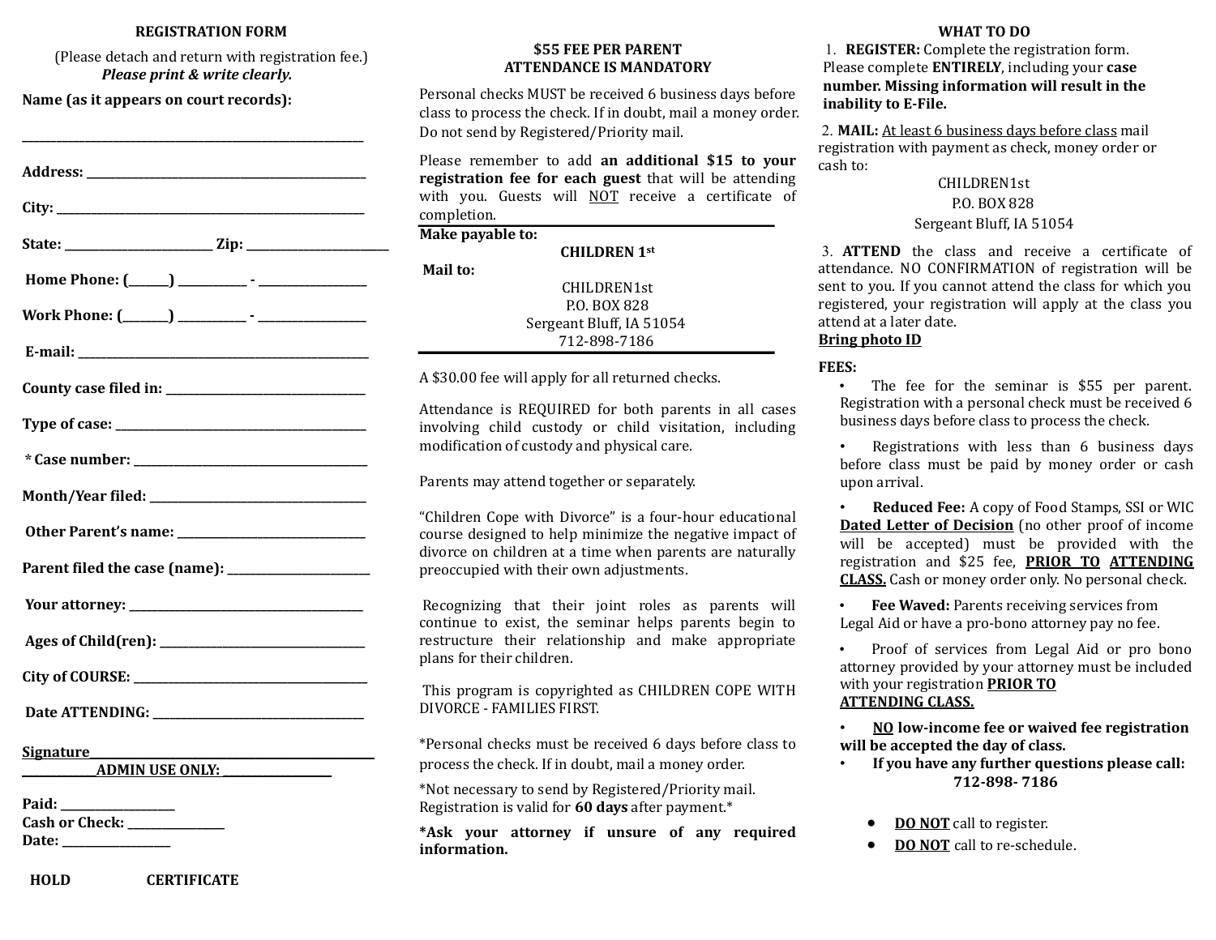## REGISTRATION FORM

(Please detach and return with registration fee.)

***Please print & write clearly.***

**Name (as it appears on court records):**

**_______________________________________________**

**Address: _______________________________________**

**City: __________________________________________**

**State: __________________ Zip: __________________**

**Home Phone: (______) __________ - ______________**

**Work Phone: (_______) __________ - ______________**

**E-mail: ________________________________________**

**County case filed in: ____________________________**

**Type of case: ___________________________________**

**\* Case number: _________________________________**

**Month/Year filed: _______________________________**

**Other Parent's name: ____________________________**

**Parent filed the case (name): ____________________**

**Your attorney: __________________________________**

**Ages of Child(ren): ______________________________**

**City of COURSE: _________________________________**

**Date ATTENDING: ________________________________**

**Signature_______________________________________**

**__________ADMIN USE ONLY: _______________**

**Paid: ______________**

**Cash or Check: ____________**

**Date: _____________**

**HOLD CERTIFICATE**

---

### $55 FEE PER PARENT
### ATTENDANCE IS MANDATORY

Personal checks MUST be received 6 business days before class to process the check. If in doubt, mail a money order. Do not send by Registered/Priority mail.

Please remember to add **an additional $15 to your registration fee for each guest** that will be attending with you. Guests will <u>NOT</u> receive a certificate of completion.

**Make payable to:**

**CHILDREN 1st**

**Mail to:**

CHILDREN1st
P.O. BOX 828
Sergeant Bluff, IA 51054
712-898-7186

A $30.00 fee will apply for all returned checks.

Attendance is REQUIRED for both parents in all cases involving child custody or child visitation, including modification of custody and physical care.

Parents may attend together or separately.

"Children Cope with Divorce" is a four-hour educational course designed to help minimize the negative impact of divorce on children at a time when parents are naturally preoccupied with their own adjustments.

Recognizing that their joint roles as parents will continue to exist, the seminar helps parents begin to restructure their relationship and make appropriate plans for their children.

This program is copyrighted as CHILDREN COPE WITH DIVORCE - FAMILIES FIRST.

*Personal checks must be received 6 days before class to process the check. If in doubt, mail a money order.

*Not necessary to send by Registered/Priority mail. Registration is valid for **60 days** after payment.*

**\*Ask your attorney if unsure of any required information.**

---

### WHAT TO DO

1. **REGISTER:** Complete the registration form. Please complete **ENTIRELY**, including your **case number. Missing information will result in the inability to E-File.**

2. **MAIL:** <u>At least 6 business days before class</u> mail registration with payment as check, money order or cash to:

   CHILDREN1st
   P.O. BOX 828
   Sergeant Bluff, IA 51054

3. **ATTEND** the class and receive a certificate of attendance. NO CONFIRMATION of registration will be sent to you. If you cannot attend the class for which you registered, your registration will apply at the class you attend at a later date.

**<u>Bring photo ID</u>**

**FEES:**

- The fee for the seminar is $55 per parent. Registration with a personal check must be received 6 business days before class to process the check.
- Registrations with less than 6 business days before class must be paid by money order or cash upon arrival.
- **Reduced Fee:** A copy of Food Stamps, SSI or WIC **<u>Dated Letter of Decision</u>** (no other proof of income will be accepted) must be provided with the registration and $25 fee, **<u>PRIOR TO ATTENDING CLASS.</u>** Cash or money order only. No personal check.
- **Fee Waved:** Parents receiving services from Legal Aid or have a pro-bono attorney pay no fee.
- Proof of services from Legal Aid or pro bono attorney provided by your attorney must be included with your registration **<u>PRIOR TO ATTENDING CLASS.</u>**
- **<u>NO</u> low-income fee or waived fee registration will be accepted the day of class.**
- **If you have any further questions please call: 712-898- 7186**

- **<u>DO NOT</u>** call to register.
- **<u>DO NOT</u>** call to re-schedule.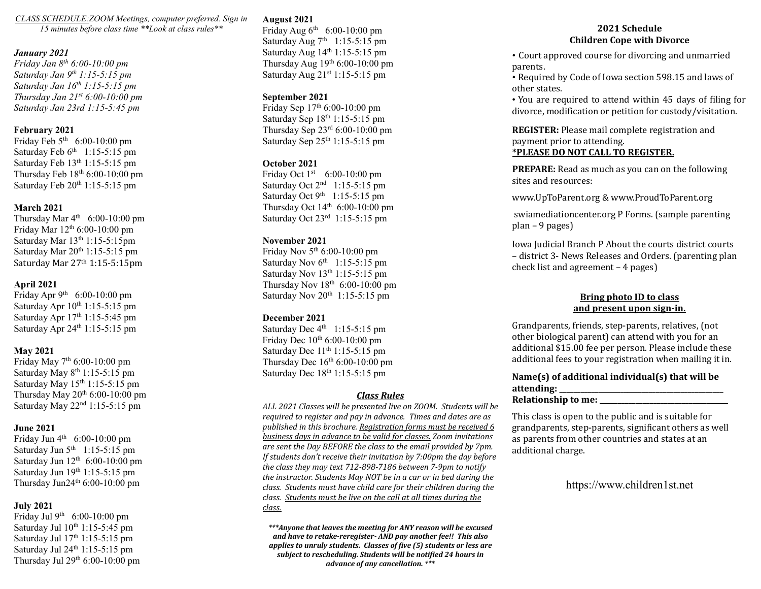*CLASS SCHEDULE:ZOOM Meetings, computer preferred. Sign in 15 minutes before class time **Look at class rules***

***January 2021***

*Friday Jan 8th 6:00-10:00 pm*
*Saturday Jan 9th 1:15-5:15 pm*
*Saturday Jan 16th 1:15-5:15 pm*
*Thursday Jan 21st 6:00-10:00 pm*
*Saturday Jan 23rd 1:15-5:45 pm*

**February 2021**

Friday Feb 5th 6:00-10:00 pm
Saturday Feb 6th 1:15-5:15 pm
Saturday Feb 13th 1:15-5:15 pm
Thursday Feb 18th 6:00-10:00 pm
Saturday Feb 20th 1:15-5:15 pm

**March 2021**

Thursday Mar 4th 6:00-10:00 pm
Friday Mar 12th 6:00-10:00 pm
Saturday Mar 13th 1:15-5:15pm
Saturday Mar 20th 1:15-5:15 pm
Saturday Mar 27th 1:15-5:15pm

**April 2021**

Friday Apr 9th 6:00-10:00 pm
Saturday Apr 10th 1:15-5:15 pm
Saturday Apr 17th 1:15-5:45 pm
Saturday Apr 24th 1:15-5:15 pm

**May 2021**

Friday May 7th 6:00-10:00 pm
Saturday May 8th 1:15-5:15 pm
Saturday May 15th 1:15-5:15 pm
Thursday May 20th 6:00-10:00 pm
Saturday May 22nd 1:15-5:15 pm

**June 2021**

Friday Jun 4th 6:00-10:00 pm
Saturday Jun 5th 1:15-5:15 pm
Saturday Jun 12th 6:00-10:00 pm
Saturday Jun 19th 1:15-5:15 pm
Thursday Jun24th 6:00-10:00 pm

**July 2021**

Friday Jul 9th 6:00-10:00 pm
Saturday Jul 10th 1:15-5:45 pm
Saturday Jul 17th 1:15-5:15 pm
Saturday Jul 24th 1:15-5:15 pm
Thursday Jul 29th 6:00-10:00 pm

**August 2021**

Friday Aug 6th 6:00-10:00 pm
Saturday Aug 7th 1:15-5:15 pm
Saturday Aug 14th 1:15-5:15 pm
Thursday Aug 19th 6:00-10:00 pm
Saturday Aug 21st 1:15-5:15 pm

**September 2021**

Friday Sep 17th 6:00-10:00 pm
Saturday Sep 18th 1:15-5:15 pm
Thursday Sep 23rd 6:00-10:00 pm
Saturday Sep 25th 1:15-5:15 pm

**October 2021**

Friday Oct 1st 6:00-10:00 pm
Saturday Oct 2nd 1:15-5:15 pm
Saturday Oct 9th 1:15-5:15 pm
Thursday Oct 14th 6:00-10:00 pm
Saturday Oct 23rd 1:15-5:15 pm

**November 2021**

Friday Nov 5th 6:00-10:00 pm
Saturday Nov 6th 1:15-5:15 pm
Saturday Nov 13th 1:15-5:15 pm
Thursday Nov 18th 6:00-10:00 pm
Saturday Nov 20th 1:15-5:15 pm

**December 2021**

Saturday Dec 4th 1:15-5:15 pm
Friday Dec 10th 6:00-10:00 pm
Saturday Dec 11th 1:15-5:15 pm
Thursday Dec 16th 6:00-10:00 pm
Saturday Dec 18th 1:15-5:15 pm

## *Class Rules*

*ALL 2021 Classes will be presented live on ZOOM. Students will be required to register and pay in advance. Times and dates are as published in this brochure. Registration forms must be received 6 business days in advance to be valid for classes. Zoom invitations are sent the Day BEFORE the class to the email provided by 7pm. If students don't receive their invitation by 7:00pm the day before the class they may text 712-898-7186 between 7-9pm to notify the instructor. Students May NOT be in a car or in bed during the class. Students must have child care for their children during the class. Students must be live on the call at all times during the class.*

***\*\*\*Anyone that leaves the meeting for ANY reason will be excused and have to retake-reregister- AND pay another fee!! This also applies to unruly students. Classes of five (5) students or less are subject to rescheduling. Students will be notified 24 hours in advance of any cancellation. \*\*\****

## 2021 Schedule
## Children Cope with Divorce

- Court approved course for divorcing and unmarried parents.
- Required by Code of Iowa section 598.15 and laws of other states.
- You are required to attend within 45 days of filing for divorce, modification or petition for custody/visitation.

**REGISTER:** Please mail complete registration and payment prior to attending.
**\*PLEASE DO NOT CALL TO REGISTER.**

**PREPARE:** Read as much as you can on the following sites and resources:

www.UpToParent.org & www.ProudToParent.org

swiamediationcenter.org P Forms. (sample parenting plan – 9 pages)

Iowa Judicial Branch P About the courts district courts – district 3- News Releases and Orders. (parenting plan check list and agreement – 4 pages)

**Bring photo ID to class and present upon sign-in.**

Grandparents, friends, step-parents, relatives, (not other biological parent) can attend with you for an additional $15.00 fee per person. Please include these additional fees to your registration when mailing it in.

**Name(s) of additional individual(s) that will be attending: ________________________**
**Relationship to me: ________________________**

This class is open to the public and is suitable for grandparents, step-parents, significant others as well as parents from other countries and states at an additional charge.

https://www.children1st.net